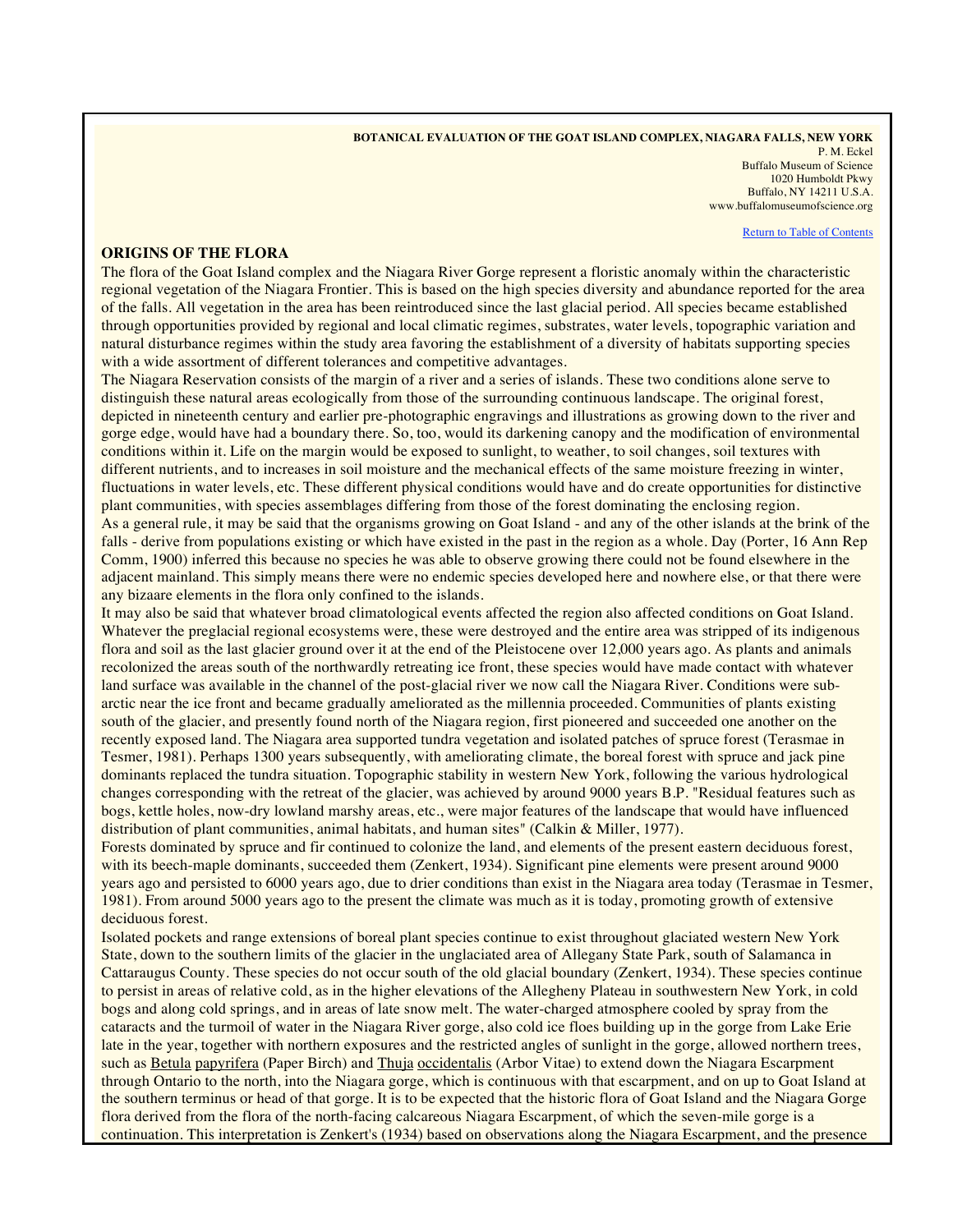**BOTANICAL EVALUATION OF THE GOAT ISLAND COMPLEX, NIAGARA FALLS, NEW YORK**
P. M. Eckel
Buffalo Museum of Science
1020 Humboldt Pkwy
Buffalo, NY 14211 U.S.A.
www.buffalomuseumofscience.org

Return to Table of Contents

## ORIGINS OF THE FLORA

The flora of the Goat Island complex and the Niagara River Gorge represent a floristic anomaly within the characteristic regional vegetation of the Niagara Frontier. This is based on the high species diversity and abundance reported for the area of the falls. All vegetation in the area has been reintroduced since the last glacial period. All species became established through opportunities provided by regional and local climatic regimes, substrates, water levels, topographic variation and natural disturbance regimes within the study area favoring the establishment of a diversity of habitats supporting species with a wide assortment of different tolerances and competitive advantages.

The Niagara Reservation consists of the margin of a river and a series of islands. These two conditions alone serve to distinguish these natural areas ecologically from those of the surrounding continuous landscape. The original forest, depicted in nineteenth century and earlier pre-photographic engravings and illustrations as growing down to the river and gorge edge, would have had a boundary there. So, too, would its darkening canopy and the modification of environmental conditions within it. Life on the margin would be exposed to sunlight, to weather, to soil changes, soil textures with different nutrients, and to increases in soil moisture and the mechanical effects of the same moisture freezing in winter, fluctuations in water levels, etc. These different physical conditions would have and do create opportunities for distinctive plant communities, with species assemblages differing from those of the forest dominating the enclosing region.

As a general rule, it may be said that the organisms growing on Goat Island - and any of the other islands at the brink of the falls - derive from populations existing or which have existed in the past in the region as a whole. Day (Porter, 16 Ann Rep Comm, 1900) inferred this because no species he was able to observe growing there could not be found elsewhere in the adjacent mainland. This simply means there were no endemic species developed here and nowhere else, or that there were any bizaare elements in the flora only confined to the islands.

It may also be said that whatever broad climatological events affected the region also affected conditions on Goat Island. Whatever the preglacial regional ecosystems were, these were destroyed and the entire area was stripped of its indigenous flora and soil as the last glacier ground over it at the end of the Pleistocene over 12,000 years ago. As plants and animals recolonized the areas south of the northwardly retreating ice front, these species would have made contact with whatever land surface was available in the channel of the post-glacial river we now call the Niagara River. Conditions were sub-arctic near the ice front and became gradually ameliorated as the millennia proceeded. Communities of plants existing south of the glacier, and presently found north of the Niagara region, first pioneered and succeeded one another on the recently exposed land. The Niagara area supported tundra vegetation and isolated patches of spruce forest (Terasmae in Tesmer, 1981). Perhaps 1300 years subsequently, with ameliorating climate, the boreal forest with spruce and jack pine dominants replaced the tundra situation. Topographic stability in western New York, following the various hydrological changes corresponding with the retreat of the glacier, was achieved by around 9000 years B.P. "Residual features such as bogs, kettle holes, now-dry lowland marshy areas, etc., were major features of the landscape that would have influenced distribution of plant communities, animal habitats, and human sites" (Calkin & Miller, 1977).

Forests dominated by spruce and fir continued to colonize the land, and elements of the present eastern deciduous forest, with its beech-maple dominants, succeeded them (Zenkert, 1934). Significant pine elements were present around 9000 years ago and persisted to 6000 years ago, due to drier conditions than exist in the Niagara area today (Terasmae in Tesmer, 1981). From around 5000 years ago to the present the climate was much as it is today, promoting growth of extensive deciduous forest.

Isolated pockets and range extensions of boreal plant species continue to exist throughout glaciated western New York State, down to the southern limits of the glacier in the unglaciated area of Allegany State Park, south of Salamanca in Cattaraugus County. These species do not occur south of the old glacial boundary (Zenkert, 1934). These species continue to persist in areas of relative cold, as in the higher elevations of the Allegheny Plateau in southwestern New York, in cold bogs and along cold springs, and in areas of late snow melt. The water-charged atmosphere cooled by spray from the cataracts and the turmoil of water in the Niagara River gorge, also cold ice floes building up in the gorge from Lake Erie late in the year, together with northern exposures and the restricted angles of sunlight in the gorge, allowed northern trees, such as Betula papyrifera (Paper Birch) and Thuja occidentalis (Arbor Vitae) to extend down the Niagara Escarpment through Ontario to the north, into the Niagara gorge, which is continuous with that escarpment, and on up to Goat Island at the southern terminus or head of that gorge. It is to be expected that the historic flora of Goat Island and the Niagara Gorge flora derived from the flora of the north-facing calcareous Niagara Escarpment, of which the seven-mile gorge is a continuation. This interpretation is Zenkert's (1934) based on observations along the Niagara Escarpment, and the presence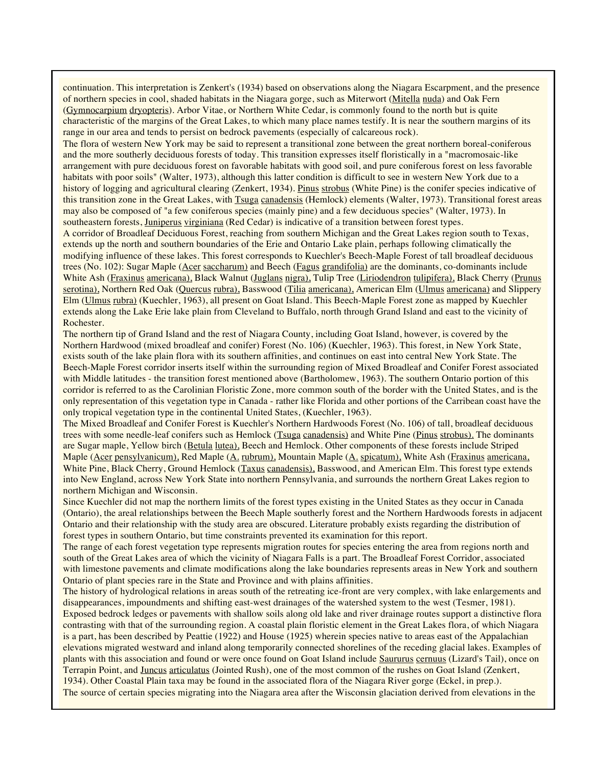continuation. This interpretation is Zenkert's (1934) based on observations along the Niagara Escarpment, and the presence of northern species in cool, shaded habitats in the Niagara gorge, such as Miterwort (Mitella nuda) and Oak Fern (Gymnocarpium dryopteris). Arbor Vitae, or Northern White Cedar, is commonly found to the north but is quite characteristic of the margins of the Great Lakes, to which many place names testify. It is near the southern margins of its range in our area and tends to persist on bedrock pavements (especially of calcareous rock).

The flora of western New York may be said to represent a transitional zone between the great northern boreal-coniferous and the more southerly deciduous forests of today. This transition expresses itself floristically in a "macromosaic-like arrangement with pure deciduous forest on favorable habitats with good soil, and pure coniferous forest on less favorable habitats with poor soils" (Walter, 1973), although this latter condition is difficult to see in western New York due to a history of logging and agricultural clearing (Zenkert, 1934). Pinus strobus (White Pine) is the conifer species indicative of this transition zone in the Great Lakes, with Tsuga canadensis (Hemlock) elements (Walter, 1973). Transitional forest areas may also be composed of "a few coniferous species (mainly pine) and a few deciduous species" (Walter, 1973). In southeastern forests, Juniperus virginiana (Red Cedar) is indicative of a transition between forest types.

A corridor of Broadleaf Deciduous Forest, reaching from southern Michigan and the Great Lakes region south to Texas, extends up the north and southern boundaries of the Erie and Ontario Lake plain, perhaps following climatically the modifying influence of these lakes. This forest corresponds to Kuechler's Beech-Maple Forest of tall broadleaf deciduous trees (No. 102): Sugar Maple (Acer saccharum) and Beech (Fagus grandifolia) are the dominants, co-dominants include White Ash (Fraxinus americana), Black Walnut (Juglans nigra), Tulip Tree (Liriodendron tulipifera), Black Cherry (Prunus serotina), Northern Red Oak (Quercus rubra), Basswood (Tilia americana), American Elm (Ulmus americana) and Slippery Elm (Ulmus rubra) (Kuechler, 1963), all present on Goat Island. This Beech-Maple Forest zone as mapped by Kuechler extends along the Lake Erie lake plain from Cleveland to Buffalo, north through Grand Island and east to the vicinity of Rochester.

The northern tip of Grand Island and the rest of Niagara County, including Goat Island, however, is covered by the Northern Hardwood (mixed broadleaf and conifer) Forest (No. 106) (Kuechler, 1963). This forest, in New York State, exists south of the lake plain flora with its southern affinities, and continues on east into central New York State. The Beech-Maple Forest corridor inserts itself within the surrounding region of Mixed Broadleaf and Conifer Forest associated with Middle latitudes - the transition forest mentioned above (Bartholomew, 1963). The southern Ontario portion of this corridor is referred to as the Carolinian Floristic Zone, more common south of the border with the United States, and is the only representation of this vegetation type in Canada - rather like Florida and other portions of the Carribean coast have the only tropical vegetation type in the continental United States, (Kuechler, 1963).

The Mixed Broadleaf and Conifer Forest is Kuechler's Northern Hardwoods Forest (No. 106) of tall, broadleaf deciduous trees with some needle-leaf conifers such as Hemlock (Tsuga canadensis) and White Pine (Pinus strobus). The dominants are Sugar maple, Yellow birch (Betula lutea), Beech and Hemlock. Other components of these forests include Striped Maple (Acer pensylvanicum), Red Maple (A. rubrum), Mountain Maple (A. spicatum), White Ash (Fraxinus americana, White Pine, Black Cherry, Ground Hemlock (Taxus canadensis), Basswood, and American Elm. This forest type extends into New England, across New York State into northern Pennsylvania, and surrounds the northern Great Lakes region to northern Michigan and Wisconsin.

Since Kuechler did not map the northern limits of the forest types existing in the United States as they occur in Canada (Ontario), the areal relationships between the Beech Maple southerly forest and the Northern Hardwoods forests in adjacent Ontario and their relationship with the study area are obscured. Literature probably exists regarding the distribution of forest types in southern Ontario, but time constraints prevented its examination for this report.

The range of each forest vegetation type represents migration routes for species entering the area from regions north and south of the Great Lakes area of which the vicinity of Niagara Falls is a part. The Broadleaf Forest Corridor, associated with limestone pavements and climate modifications along the lake boundaries represents areas in New York and southern Ontario of plant species rare in the State and Province and with plains affinities.

The history of hydrological relations in areas south of the retreating ice-front are very complex, with lake enlargements and disappearances, impoundments and shifting east-west drainages of the watershed system to the west (Tesmer, 1981). Exposed bedrock ledges or pavements with shallow soils along old lake and river drainage routes support a distinctive flora contrasting with that of the surrounding region. A coastal plain floristic element in the Great Lakes flora, of which Niagara is a part, has been described by Peattie (1922) and House (1925) wherein species native to areas east of the Appalachian elevations migrated westward and inland along temporarily connected shorelines of the receding glacial lakes. Examples of plants with this association and found or were once found on Goat Island include Saururus cernuus (Lizard's Tail), once on Terrapin Point, and Juncus articulatus (Jointed Rush), one of the most common of the rushes on Goat Island (Zenkert, 1934). Other Coastal Plain taxa may be found in the associated flora of the Niagara River gorge (Eckel, in prep.).

The source of certain species migrating into the Niagara area after the Wisconsin glaciation derived from elevations in the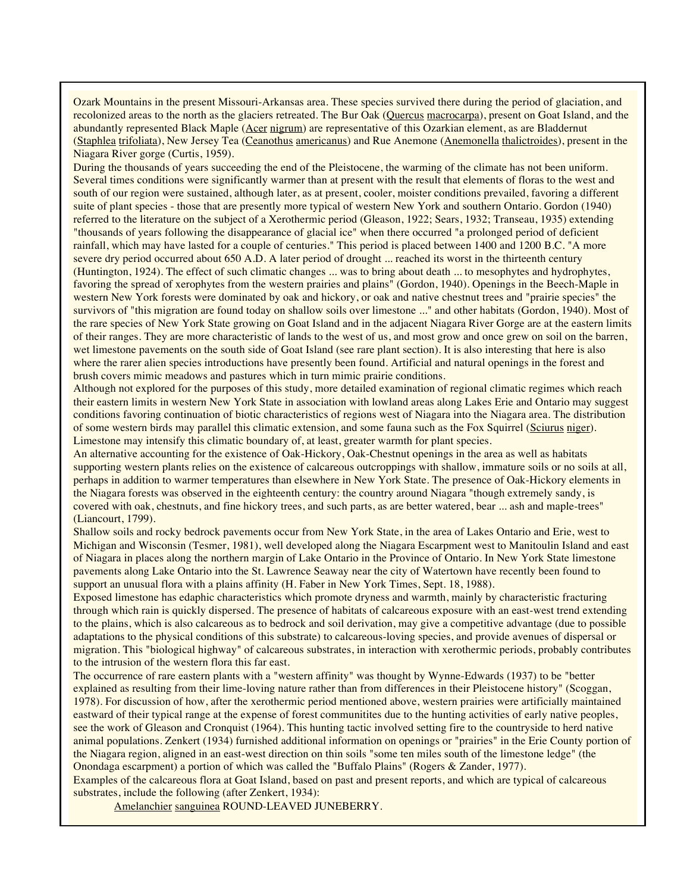Ozark Mountains in the present Missouri-Arkansas area. These species survived there during the period of glaciation, and recolonized areas to the north as the glaciers retreated. The Bur Oak (Quercus macrocarpa), present on Goat Island, and the abundantly represented Black Maple (Acer nigrum) are representative of this Ozarkian element, as are Bladdernut (Staphlea trifoliata), New Jersey Tea (Ceanothus americanus) and Rue Anemone (Anemonella thalictroides), present in the Niagara River gorge (Curtis, 1959).

During the thousands of years succeeding the end of the Pleistocene, the warming of the climate has not been uniform. Several times conditions were significantly warmer than at present with the result that elements of floras to the west and south of our region were sustained, although later, as at present, cooler, moister conditions prevailed, favoring a different suite of plant species - those that are presently more typical of western New York and southern Ontario. Gordon (1940) referred to the literature on the subject of a Xerothermic period (Gleason, 1922; Sears, 1932; Transeau, 1935) extending "thousands of years following the disappearance of glacial ice" when there occurred "a prolonged period of deficient rainfall, which may have lasted for a couple of centuries." This period is placed between 1400 and 1200 B.C. "A more severe dry period occurred about 650 A.D. A later period of drought ... reached its worst in the thirteenth century (Huntington, 1924). The effect of such climatic changes ... was to bring about death ... to mesophytes and hydrophytes, favoring the spread of xerophytes from the western prairies and plains" (Gordon, 1940). Openings in the Beech-Maple in western New York forests were dominated by oak and hickory, or oak and native chestnut trees and "prairie species" the survivors of "this migration are found today on shallow soils over limestone ..." and other habitats (Gordon, 1940). Most of the rare species of New York State growing on Goat Island and in the adjacent Niagara River Gorge are at the eastern limits of their ranges. They are more characteristic of lands to the west of us, and most grow and once grew on soil on the barren, wet limestone pavements on the south side of Goat Island (see rare plant section). It is also interesting that here is also where the rarer alien species introductions have presently been found. Artificial and natural openings in the forest and brush covers mimic meadows and pastures which in turn mimic prairie conditions.

Although not explored for the purposes of this study, more detailed examination of regional climatic regimes which reach their eastern limits in western New York State in association with lowland areas along Lakes Erie and Ontario may suggest conditions favoring continuation of biotic characteristics of regions west of Niagara into the Niagara area. The distribution of some western birds may parallel this climatic extension, and some fauna such as the Fox Squirrel (Sciurus niger). Limestone may intensify this climatic boundary of, at least, greater warmth for plant species.

An alternative accounting for the existence of Oak-Hickory, Oak-Chestnut openings in the area as well as habitats supporting western plants relies on the existence of calcareous outcroppings with shallow, immature soils or no soils at all, perhaps in addition to warmer temperatures than elsewhere in New York State. The presence of Oak-Hickory elements in the Niagara forests was observed in the eighteenth century: the country around Niagara "though extremely sandy, is covered with oak, chestnuts, and fine hickory trees, and such parts, as are better watered, bear ... ash and maple-trees" (Liancourt, 1799).

Shallow soils and rocky bedrock pavements occur from New York State, in the area of Lakes Ontario and Erie, west to Michigan and Wisconsin (Tesmer, 1981), well developed along the Niagara Escarpment west to Manitoulin Island and east of Niagara in places along the northern margin of Lake Ontario in the Province of Ontario. In New York State limestone pavements along Lake Ontario into the St. Lawrence Seaway near the city of Watertown have recently been found to support an unusual flora with a plains affinity (H. Faber in New York Times, Sept. 18, 1988).

Exposed limestone has edaphic characteristics which promote dryness and warmth, mainly by characteristic fracturing through which rain is quickly dispersed. The presence of habitats of calcareous exposure with an east-west trend extending to the plains, which is also calcareous as to bedrock and soil derivation, may give a competitive advantage (due to possible adaptations to the physical conditions of this substrate) to calcareous-loving species, and provide avenues of dispersal or migration. This "biological highway" of calcareous substrates, in interaction with xerothermic periods, probably contributes to the intrusion of the western flora this far east.

The occurrence of rare eastern plants with a "western affinity" was thought by Wynne-Edwards (1937) to be "better explained as resulting from their lime-loving nature rather than from differences in their Pleistocene history" (Scoggan, 1978). For discussion of how, after the xerothermic period mentioned above, western prairies were artificially maintained eastward of their typical range at the expense of forest communitites due to the hunting activities of early native peoples, see the work of Gleason and Cronquist (1964). This hunting tactic involved setting fire to the countryside to herd native animal populations. Zenkert (1934) furnished additional information on openings or "prairies" in the Erie County portion of the Niagara region, aligned in an east-west direction on thin soils "some ten miles south of the limestone ledge" (the Onondaga escarpment) a portion of which was called the "Buffalo Plains" (Rogers & Zander, 1977).

Examples of the calcareous flora at Goat Island, based on past and present reports, and which are typical of calcareous substrates, include the following (after Zenkert, 1934):

Amelanchier sanguinea ROUND-LEAVED JUNEBERRY.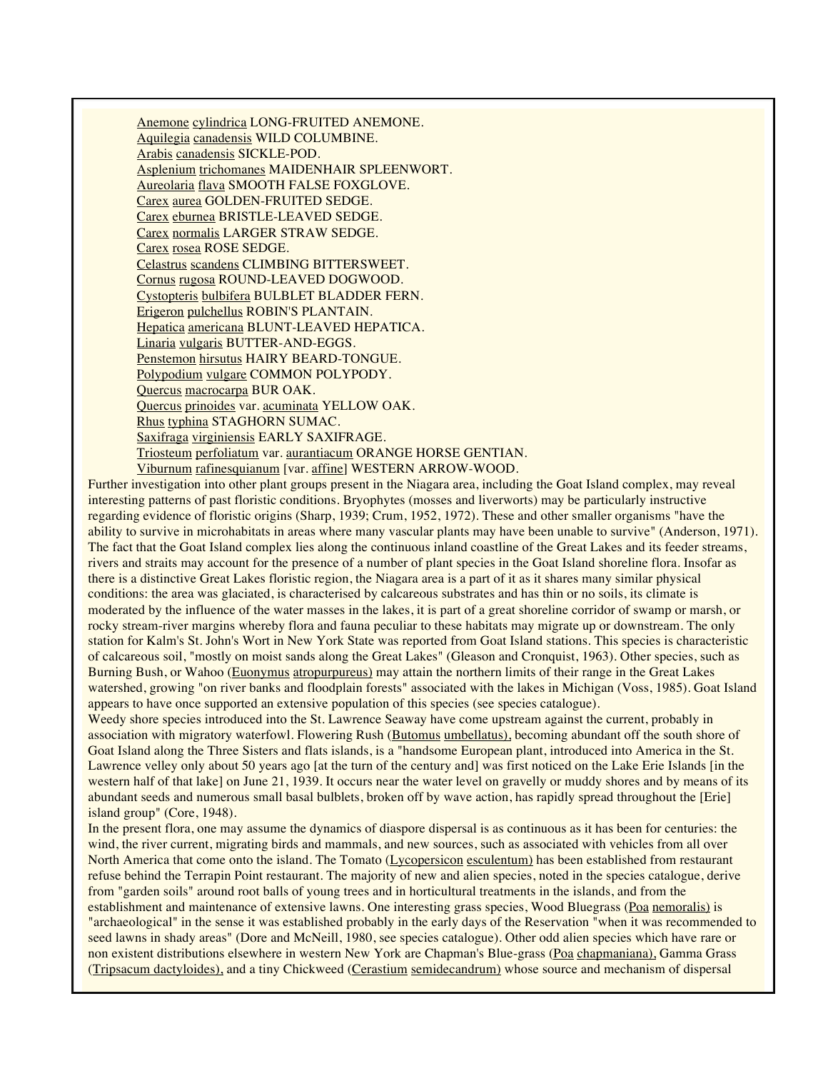Anemone cylindrica LONG-FRUITED ANEMONE.
Aquilegia canadensis WILD COLUMBINE.
Arabis canadensis SICKLE-POD.
Asplenium trichomanes MAIDENHAIR SPLEENWORT.
Aureolaria flava SMOOTH FALSE FOXGLOVE.
Carex aurea GOLDEN-FRUITED SEDGE.
Carex eburnea BRISTLE-LEAVED SEDGE.
Carex normalis LARGER STRAW SEDGE.
Carex rosea ROSE SEDGE.
Celastrus scandens CLIMBING BITTERSWEET.
Cornus rugosa ROUND-LEAVED DOGWOOD.
Cystopteris bulbifera BULBLET BLADDER FERN.
Erigeron pulchellus ROBIN'S PLANTAIN.
Hepatica americana BLUNT-LEAVED HEPATICA.
Linaria vulgaris BUTTER-AND-EGGS.
Penstemon hirsutus HAIRY BEARD-TONGUE.
Polypodium vulgare COMMON POLYPODY.
Quercus macrocarpa BUR OAK.
Quercus prinoides var. acuminata YELLOW OAK.
Rhus typhina STAGHORN SUMAC.
Saxifraga virginiensis EARLY SAXIFRAGE.
Triosteum perfoliatum var. aurantiacum ORANGE HORSE GENTIAN.
Viburnum rafinesquianum [var. affine] WESTERN ARROW-WOOD.

Further investigation into other plant groups present in the Niagara area, including the Goat Island complex, may reveal interesting patterns of past floristic conditions. Bryophytes (mosses and liverworts) may be particularly instructive regarding evidence of floristic origins (Sharp, 1939; Crum, 1952, 1972). These and other smaller organisms "have the ability to survive in microhabitats in areas where many vascular plants may have been unable to survive" (Anderson, 1971). The fact that the Goat Island complex lies along the continuous inland coastline of the Great Lakes and its feeder streams, rivers and straits may account for the presence of a number of plant species in the Goat Island shoreline flora. Insofar as there is a distinctive Great Lakes floristic region, the Niagara area is a part of it as it shares many similar physical conditions: the area was glaciated, is characterised by calcareous substrates and has thin or no soils, its climate is moderated by the influence of the water masses in the lakes, it is part of a great shoreline corridor of swamp or marsh, or rocky stream-river margins whereby flora and fauna peculiar to these habitats may migrate up or downstream. The only station for Kalm's St. John's Wort in New York State was reported from Goat Island stations. This species is characteristic of calcareous soil, "mostly on moist sands along the Great Lakes" (Gleason and Cronquist, 1963). Other species, such as Burning Bush, or Wahoo (Euonymus atropurpureus) may attain the northern limits of their range in the Great Lakes watershed, growing "on river banks and floodplain forests" associated with the lakes in Michigan (Voss, 1985). Goat Island appears to have once supported an extensive population of this species (see species catalogue).

Weedy shore species introduced into the St. Lawrence Seaway have come upstream against the current, probably in association with migratory waterfowl. Flowering Rush (Butomus umbellatus), becoming abundant off the south shore of Goat Island along the Three Sisters and flats islands, is a "handsome European plant, introduced into America in the St. Lawrence velley only about 50 years ago [at the turn of the century and] that was first noticed on the Lake Erie Islands [in the western half of that lake] on June 21, 1939. It occurs near the water level on gravelly or muddy shores and by means of its abundant seeds and numerous small basal bulblets, broken off by wave action, has rapidly spread throughout the [Erie] island group" (Core, 1948).

In the present flora, one may assume the dynamics of diaspore dispersal is as continuous as it has been for centuries: the wind, the river current, migrating birds and mammals, and new sources, such as associated with vehicles from all over North America that come onto the island. The Tomato (Lycopersicon esculentum) has been established from restaurant refuse behind the Terrapin Point restaurant. The majority of new and alien species, noted in the species catalogue, derive from "garden soils" around root balls of young trees and in horticultural treatments in the islands, and from the establishment and maintenance of extensive lawns. One interesting grass species, Wood Bluegrass (Poa nemoralis) is "archaeological" in the sense it was established probably in the early days of the Reservation "when it was recommended to seed lawns in shady areas" (Dore and McNeill, 1980, see species catalogue). Other odd alien species which have rare or non existent distributions elsewhere in western New York are Chapman's Blue-grass (Poa chapmaniana), Gamma Grass (Tripsacum dactyloides), and a tiny Chickweed (Cerastium semidecandrum) whose source and mechanism of dispersal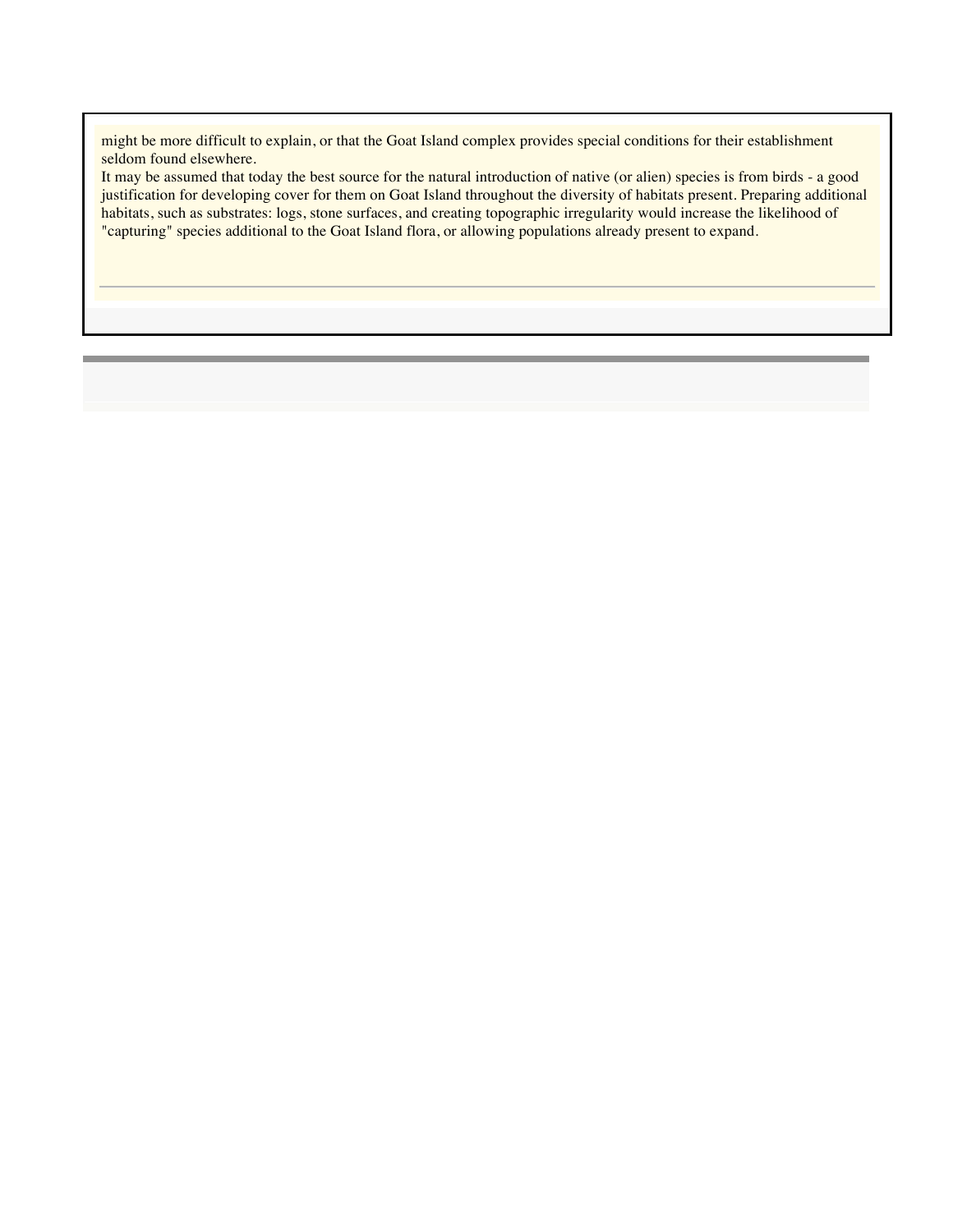might be more difficult to explain, or that the Goat Island complex provides special conditions for their establishment seldom found elsewhere.

It may be assumed that today the best source for the natural introduction of native (or alien) species is from birds - a good justification for developing cover for them on Goat Island throughout the diversity of habitats present. Preparing additional habitats, such as substrates: logs, stone surfaces, and creating topographic irregularity would increase the likelihood of "capturing" species additional to the Goat Island flora, or allowing populations already present to expand.